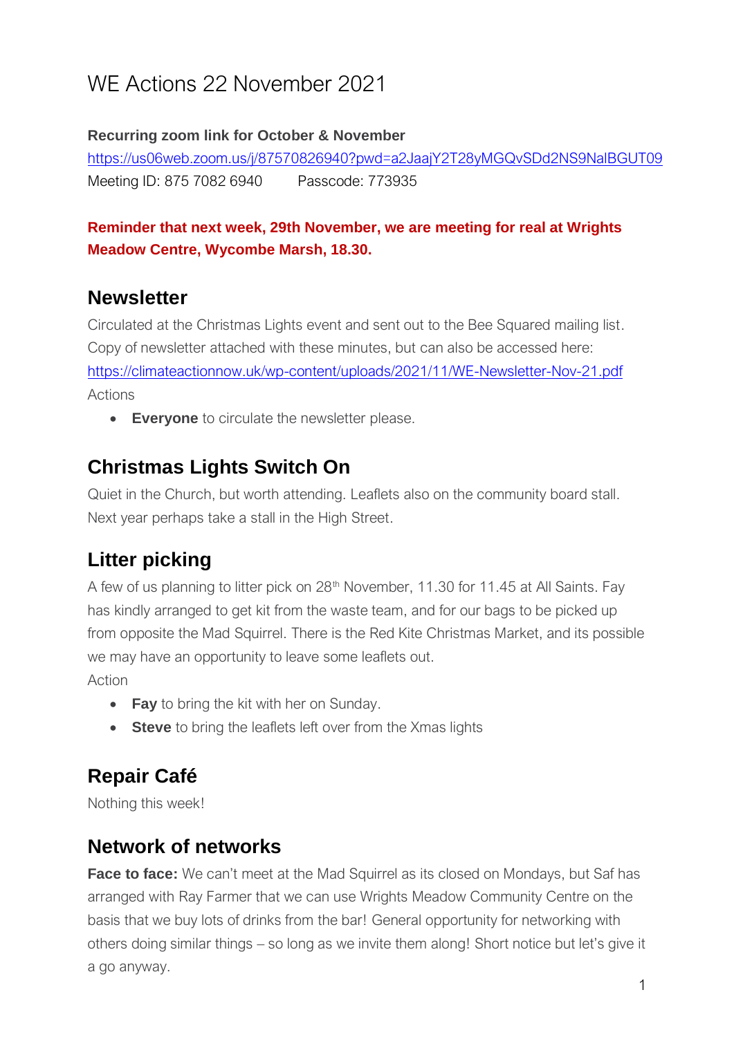# WE Actions 22 November 2021

**Recurring zoom link for October & November**

https://us06web.zoom.us/j/87570826940?pwd=a2JaajY2T28yMGQvSDd2NS9NalBGUT09

Meeting ID: 875 7082 6940   Passcode: 773935

**Reminder that next week, 29th November, we are meeting for real at Wrights Meadow Centre, Wycombe Marsh, 18.30.**

## Newsletter

Circulated at the Christmas Lights event and sent out to the Bee Squared mailing list. Copy of newsletter attached with these minutes, but can also be accessed here: https://climateactionnow.uk/wp-content/uploads/2021/11/WE-Newsletter-Nov-21.pdf

Actions

- **Everyone** to circulate the newsletter please.

## Christmas Lights Switch On

Quiet in the Church, but worth attending. Leaflets also on the community board stall. Next year perhaps take a stall in the High Street.

## Litter picking

A few of us planning to litter pick on 28th November, 11.30 for 11.45 at All Saints. Fay has kindly arranged to get kit from the waste team, and for our bags to be picked up from opposite the Mad Squirrel. There is the Red Kite Christmas Market, and its possible we may have an opportunity to leave some leaflets out.

Action

- **Fay** to bring the kit with her on Sunday.
- **Steve** to bring the leaflets left over from the Xmas lights

## Repair Café

Nothing this week!

## Network of networks

**Face to face:** We can't meet at the Mad Squirrel as its closed on Mondays, but Saf has arranged with Ray Farmer that we can use Wrights Meadow Community Centre on the basis that we buy lots of drinks from the bar! General opportunity for networking with others doing similar things – so long as we invite them along! Short notice but let's give it a go anyway.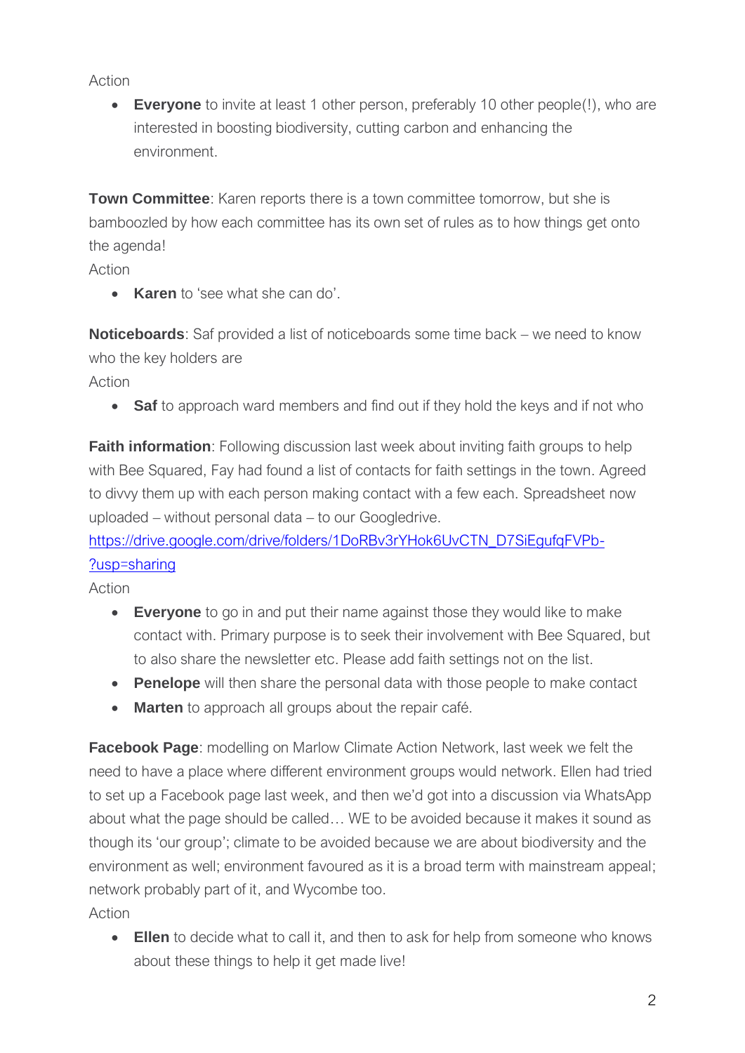Action

- **Everyone** to invite at least 1 other person, preferably 10 other people(!), who are interested in boosting biodiversity, cutting carbon and enhancing the environment.

**Town Committee**: Karen reports there is a town committee tomorrow, but she is bamboozled by how each committee has its own set of rules as to how things get onto the agenda!

Action

- **Karen** to 'see what she can do'.

**Noticeboards**: Saf provided a list of noticeboards some time back – we need to know who the key holders are

Action

- **Saf** to approach ward members and find out if they hold the keys and if not who

**Faith information**: Following discussion last week about inviting faith groups to help with Bee Squared, Fay had found a list of contacts for faith settings in the town. Agreed to divvy them up with each person making contact with a few each. Spreadsheet now uploaded – without personal data – to our Googledrive.
[https://drive.google.com/drive/folders/1DoRBv3rYHok6UvCTN_D7SiEgufqFVPb-?usp=sharing](https://drive.google.com/drive/folders/1DoRBv3rYHok6UvCTN_D7SiEgufqFVPb-?usp=sharing)

Action

- **Everyone** to go in and put their name against those they would like to make contact with. Primary purpose is to seek their involvement with Bee Squared, but to also share the newsletter etc. Please add faith settings not on the list.
- **Penelope** will then share the personal data with those people to make contact
- **Marten** to approach all groups about the repair café.

**Facebook Page**: modelling on Marlow Climate Action Network, last week we felt the need to have a place where different environment groups would network. Ellen had tried to set up a Facebook page last week, and then we'd got into a discussion via WhatsApp about what the page should be called… WE to be avoided because it makes it sound as though its 'our group'; climate to be avoided because we are about biodiversity and the environment as well; environment favoured as it is a broad term with mainstream appeal; network probably part of it, and Wycombe too.

Action

- **Ellen** to decide what to call it, and then to ask for help from someone who knows about these things to help it get made live!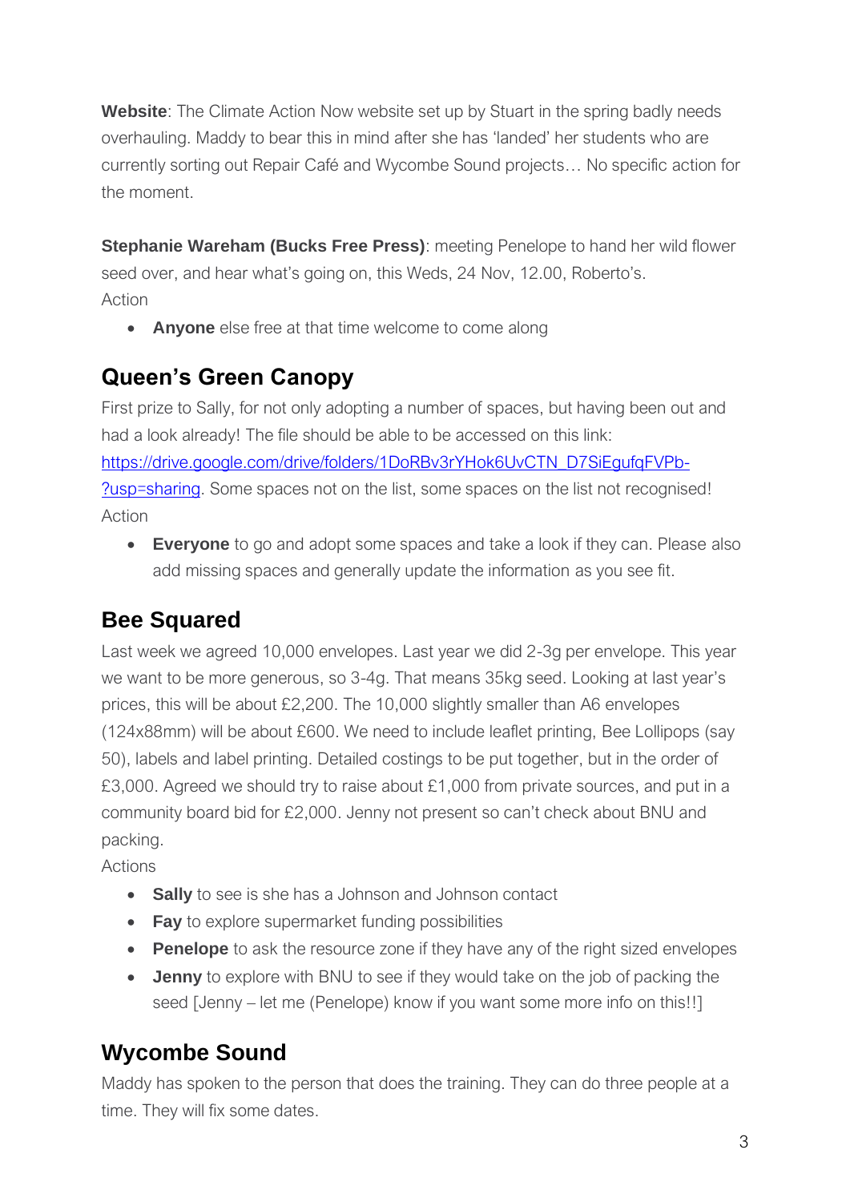**Website**: The Climate Action Now website set up by Stuart in the spring badly needs overhauling. Maddy to bear this in mind after she has 'landed' her students who are currently sorting out Repair Café and Wycombe Sound projects… No specific action for the moment.

**Stephanie Wareham (Bucks Free Press)**: meeting Penelope to hand her wild flower seed over, and hear what's going on, this Weds, 24 Nov, 12.00, Roberto's.
Action

- **Anyone** else free at that time welcome to come along

## Queen's Green Canopy

First prize to Sally, for not only adopting a number of spaces, but having been out and had a look already! The file should be able to be accessed on this link: [https://drive.google.com/drive/folders/1DoRBv3rYHok6UvCTN_D7SiEgufqFVPb-?usp=sharing](https://drive.google.com/drive/folders/1DoRBv3rYHok6UvCTN_D7SiEgufqFVPb-?usp=sharing). Some spaces not on the list, some spaces on the list not recognised!
Action

- **Everyone** to go and adopt some spaces and take a look if they can. Please also add missing spaces and generally update the information as you see fit.

## Bee Squared

Last week we agreed 10,000 envelopes. Last year we did 2-3g per envelope. This year we want to be more generous, so 3-4g. That means 35kg seed. Looking at last year's prices, this will be about £2,200. The 10,000 slightly smaller than A6 envelopes (124x88mm) will be about £600. We need to include leaflet printing, Bee Lollipops (say 50), labels and label printing. Detailed costings to be put together, but in the order of £3,000. Agreed we should try to raise about £1,000 from private sources, and put in a community board bid for £2,000. Jenny not present so can't check about BNU and packing.
Actions

- **Sally** to see is she has a Johnson and Johnson contact
- **Fay** to explore supermarket funding possibilities
- **Penelope** to ask the resource zone if they have any of the right sized envelopes
- **Jenny** to explore with BNU to see if they would take on the job of packing the seed [Jenny – let me (Penelope) know if you want some more info on this!!]

## Wycombe Sound

Maddy has spoken to the person that does the training. They can do three people at a time. They will fix some dates.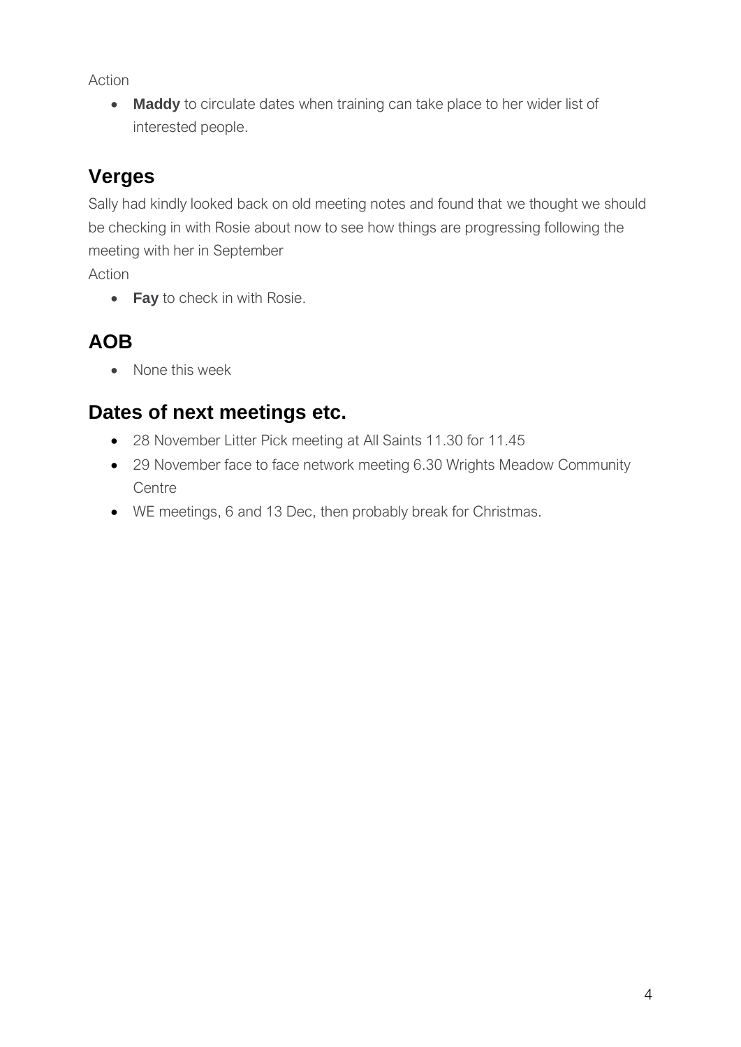Action

- **Maddy** to circulate dates when training can take place to her wider list of interested people.

## Verges

Sally had kindly looked back on old meeting notes and found that we thought we should be checking in with Rosie about now to see how things are progressing following the meeting with her in September

Action

- **Fay** to check in with Rosie.

## AOB

- None this week

## Dates of next meetings etc.

- 28 November Litter Pick meeting at All Saints 11.30 for 11.45
- 29 November face to face network meeting 6.30 Wrights Meadow Community Centre
- WE meetings, 6 and 13 Dec, then probably break for Christmas.